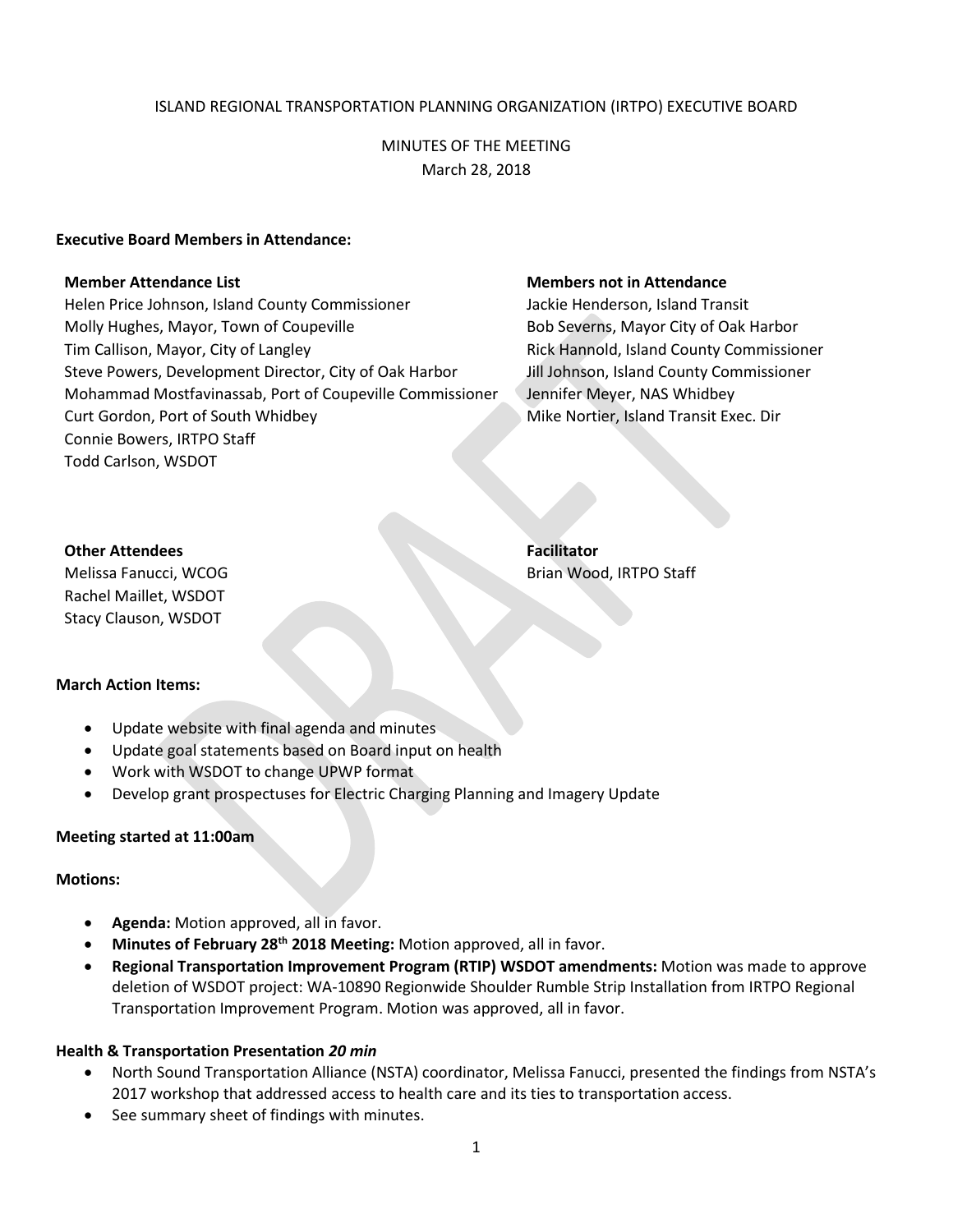ISLAND REGIONAL TRANSPORTATION PLANNING ORGANIZATION (IRTPO) EXECUTIVE BOARD

MINUTES OF THE MEETING
March 28, 2018

**Executive Board Members in Attendance:**

**Member Attendance List**
Helen Price Johnson, Island County Commissioner
Molly Hughes, Mayor, Town of Coupeville
Tim Callison, Mayor, City of Langley
Steve Powers, Development Director, City of Oak Harbor
Mohammad Mostfavinassab, Port of Coupeville Commissioner
Curt Gordon, Port of South Whidbey
Connie Bowers, IRTPO Staff
Todd Carlson, WSDOT

**Members not in Attendance**
Jackie Henderson, Island Transit
Bob Severns, Mayor City of Oak Harbor
Rick Hannold, Island County Commissioner
Jill Johnson, Island County Commissioner
Jennifer Meyer, NAS Whidbey
Mike Nortier, Island Transit Exec. Dir

**Other Attendees**
Melissa Fanucci, WCOG
Rachel Maillet, WSDOT
Stacy Clauson, WSDOT

**Facilitator**
Brian Wood, IRTPO Staff

**March Action Items:**

- Update website with final agenda and minutes
- Update goal statements based on Board input on health
- Work with WSDOT to change UPWP format
- Develop grant prospectuses for Electric Charging Planning and Imagery Update

**Meeting started at 11:00am**

**Motions:**

- **Agenda:** Motion approved, all in favor.
- **Minutes of February 28th 2018 Meeting:** Motion approved, all in favor.
- **Regional Transportation Improvement Program (RTIP) WSDOT amendments:** Motion was made to approve deletion of WSDOT project: WA-10890 Regionwide Shoulder Rumble Strip Installation from IRTPO Regional Transportation Improvement Program. Motion was approved, all in favor.

**Health & Transportation Presentation** ***20 min***

- North Sound Transportation Alliance (NSTA) coordinator, Melissa Fanucci, presented the findings from NSTA's 2017 workshop that addressed access to health care and its ties to transportation access.
- See summary sheet of findings with minutes.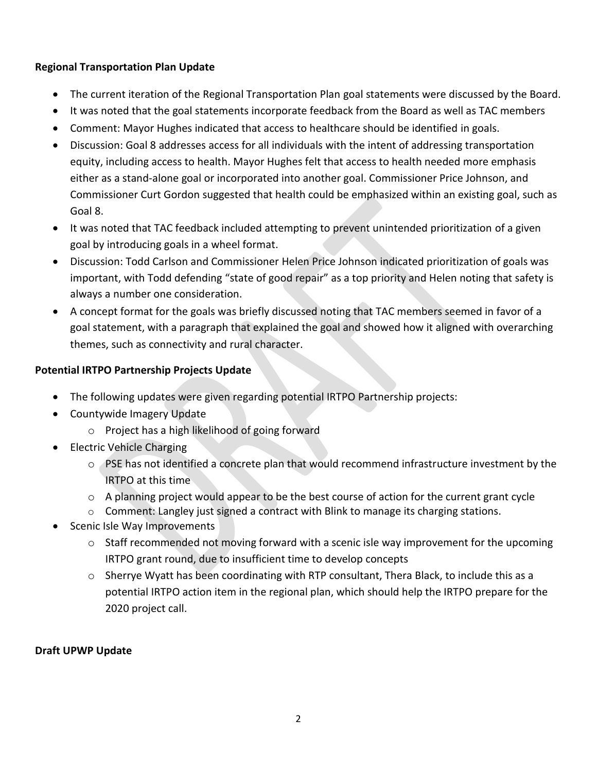**Regional Transportation Plan Update**

- The current iteration of the Regional Transportation Plan goal statements were discussed by the Board.
- It was noted that the goal statements incorporate feedback from the Board as well as TAC members
- Comment: Mayor Hughes indicated that access to healthcare should be identified in goals.
- Discussion: Goal 8 addresses access for all individuals with the intent of addressing transportation equity, including access to health. Mayor Hughes felt that access to health needed more emphasis either as a stand-alone goal or incorporated into another goal. Commissioner Price Johnson, and Commissioner Curt Gordon suggested that health could be emphasized within an existing goal, such as Goal 8.
- It was noted that TAC feedback included attempting to prevent unintended prioritization of a given goal by introducing goals in a wheel format.
- Discussion: Todd Carlson and Commissioner Helen Price Johnson indicated prioritization of goals was important, with Todd defending "state of good repair" as a top priority and Helen noting that safety is always a number one consideration.
- A concept format for the goals was briefly discussed noting that TAC members seemed in favor of a goal statement, with a paragraph that explained the goal and showed how it aligned with overarching themes, such as connectivity and rural character.

**Potential IRTPO Partnership Projects Update**

- The following updates were given regarding potential IRTPO Partnership projects:
- Countywide Imagery Update
  - Project has a high likelihood of going forward
- Electric Vehicle Charging
  - PSE has not identified a concrete plan that would recommend infrastructure investment by the IRTPO at this time
  - A planning project would appear to be the best course of action for the current grant cycle
  - Comment: Langley just signed a contract with Blink to manage its charging stations.
- Scenic Isle Way Improvements
  - Staff recommended not moving forward with a scenic isle way improvement for the upcoming IRTPO grant round, due to insufficient time to develop concepts
  - Sherrye Wyatt has been coordinating with RTP consultant, Thera Black, to include this as a potential IRTPO action item in the regional plan, which should help the IRTPO prepare for the 2020 project call.

**Draft UPWP Update**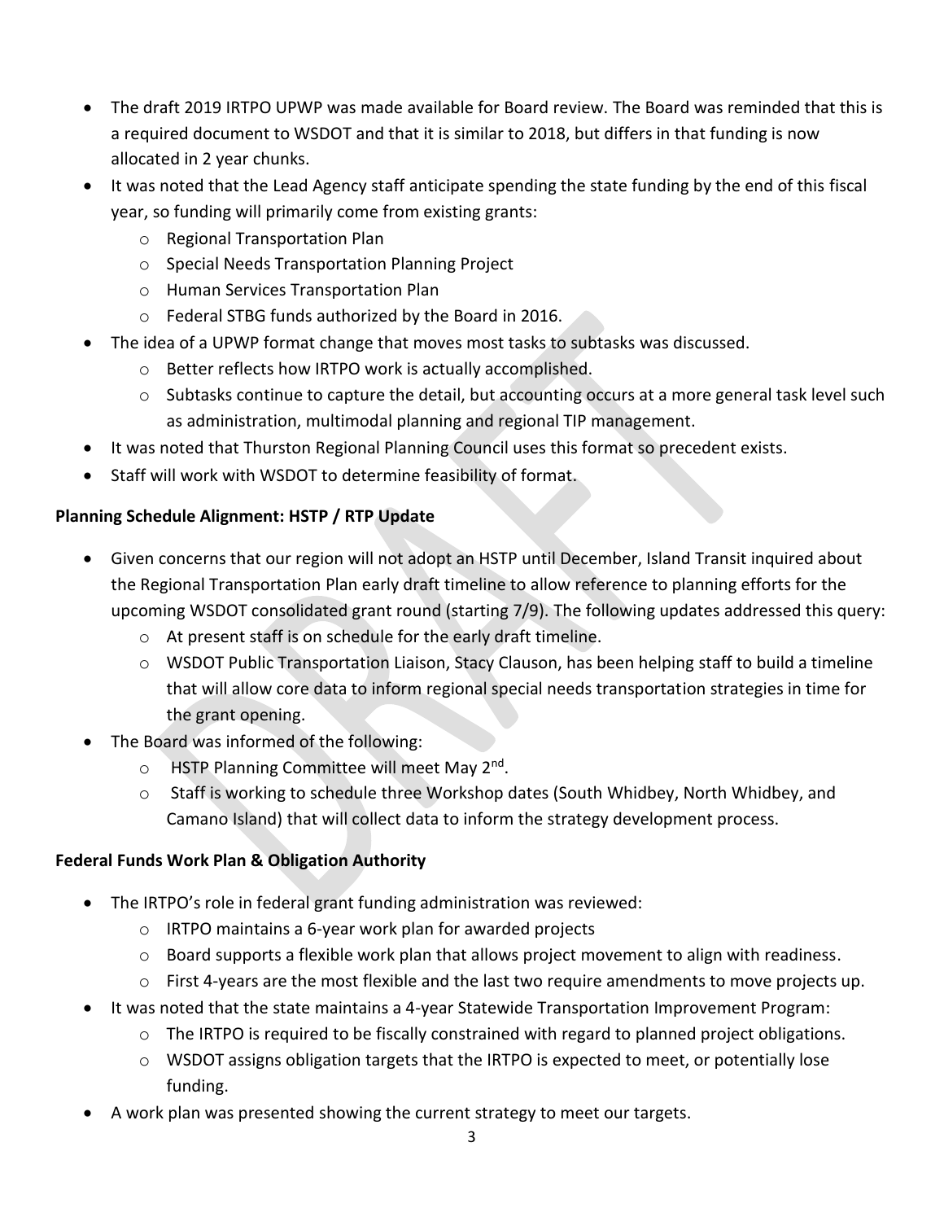- The draft 2019 IRTPO UPWP was made available for Board review. The Board was reminded that this is a required document to WSDOT and that it is similar to 2018, but differs in that funding is now allocated in 2 year chunks.
- It was noted that the Lead Agency staff anticipate spending the state funding by the end of this fiscal year, so funding will primarily come from existing grants:
  - Regional Transportation Plan
  - Special Needs Transportation Planning Project
  - Human Services Transportation Plan
  - Federal STBG funds authorized by the Board in 2016.
- The idea of a UPWP format change that moves most tasks to subtasks was discussed.
  - Better reflects how IRTPO work is actually accomplished.
  - Subtasks continue to capture the detail, but accounting occurs at a more general task level such as administration, multimodal planning and regional TIP management.
- It was noted that Thurston Regional Planning Council uses this format so precedent exists.
- Staff will work with WSDOT to determine feasibility of format.

**Planning Schedule Alignment: HSTP / RTP Update**

- Given concerns that our region will not adopt an HSTP until December, Island Transit inquired about the Regional Transportation Plan early draft timeline to allow reference to planning efforts for the upcoming WSDOT consolidated grant round (starting 7/9). The following updates addressed this query:
  - At present staff is on schedule for the early draft timeline.
  - WSDOT Public Transportation Liaison, Stacy Clauson, has been helping staff to build a timeline that will allow core data to inform regional special needs transportation strategies in time for the grant opening.
- The Board was informed of the following:
  - HSTP Planning Committee will meet May 2nd.
  - Staff is working to schedule three Workshop dates (South Whidbey, North Whidbey, and Camano Island) that will collect data to inform the strategy development process.

**Federal Funds Work Plan & Obligation Authority**

- The IRTPO's role in federal grant funding administration was reviewed:
  - IRTPO maintains a 6-year work plan for awarded projects
  - Board supports a flexible work plan that allows project movement to align with readiness.
  - First 4-years are the most flexible and the last two require amendments to move projects up.
- It was noted that the state maintains a 4-year Statewide Transportation Improvement Program:
  - The IRTPO is required to be fiscally constrained with regard to planned project obligations.
  - WSDOT assigns obligation targets that the IRTPO is expected to meet, or potentially lose funding.
- A work plan was presented showing the current strategy to meet our targets.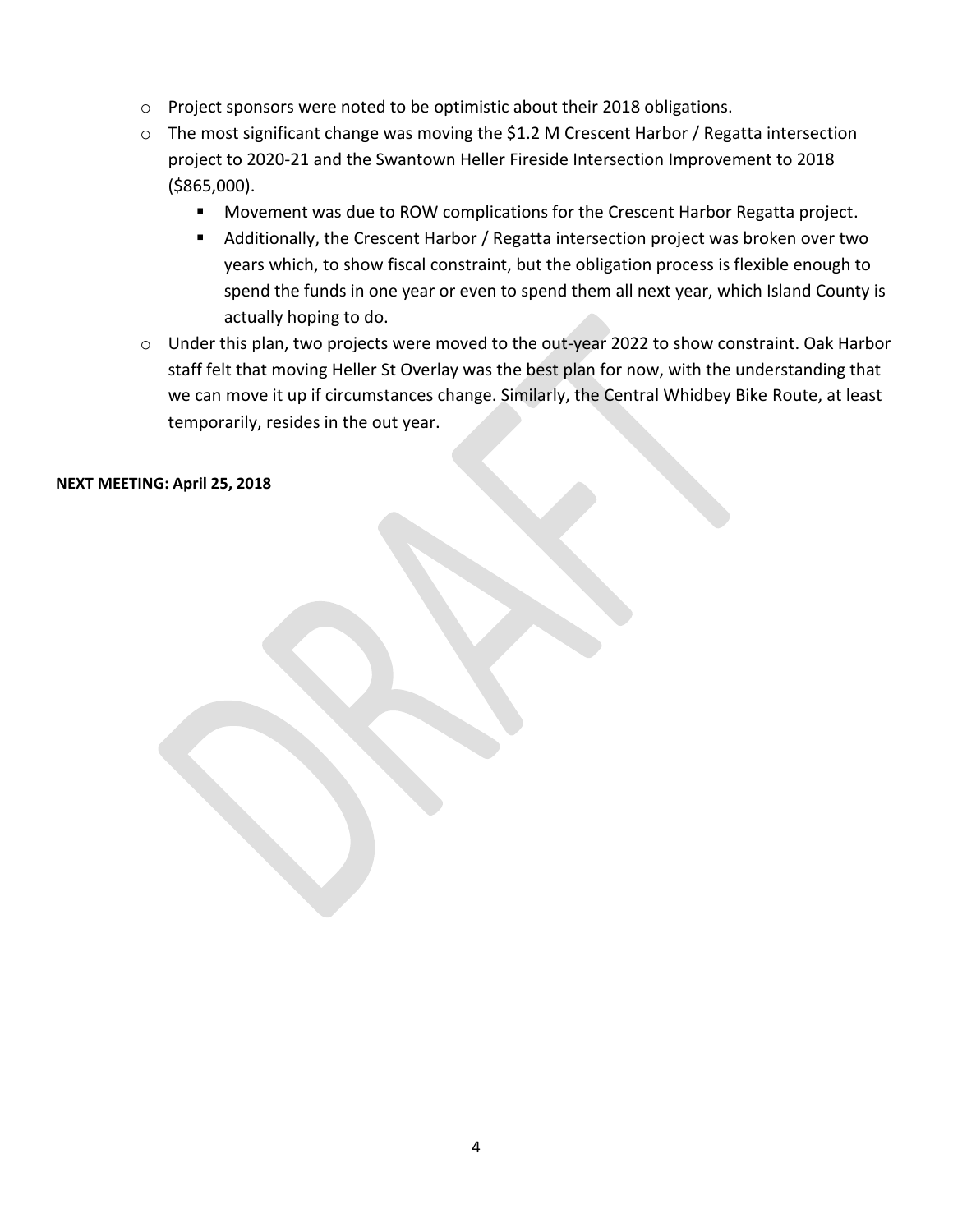- Project sponsors were noted to be optimistic about their 2018 obligations.
- The most significant change was moving the $1.2 M Crescent Harbor / Regatta intersection project to 2020-21 and the Swantown Heller Fireside Intersection Improvement to 2018 ($865,000).
  - Movement was due to ROW complications for the Crescent Harbor Regatta project.
  - Additionally, the Crescent Harbor / Regatta intersection project was broken over two years which, to show fiscal constraint, but the obligation process is flexible enough to spend the funds in one year or even to spend them all next year, which Island County is actually hoping to do.
- Under this plan, two projects were moved to the out-year 2022 to show constraint. Oak Harbor staff felt that moving Heller St Overlay was the best plan for now, with the understanding that we can move it up if circumstances change. Similarly, the Central Whidbey Bike Route, at least temporarily, resides in the out year.

**NEXT MEETING: April 25, 2018**